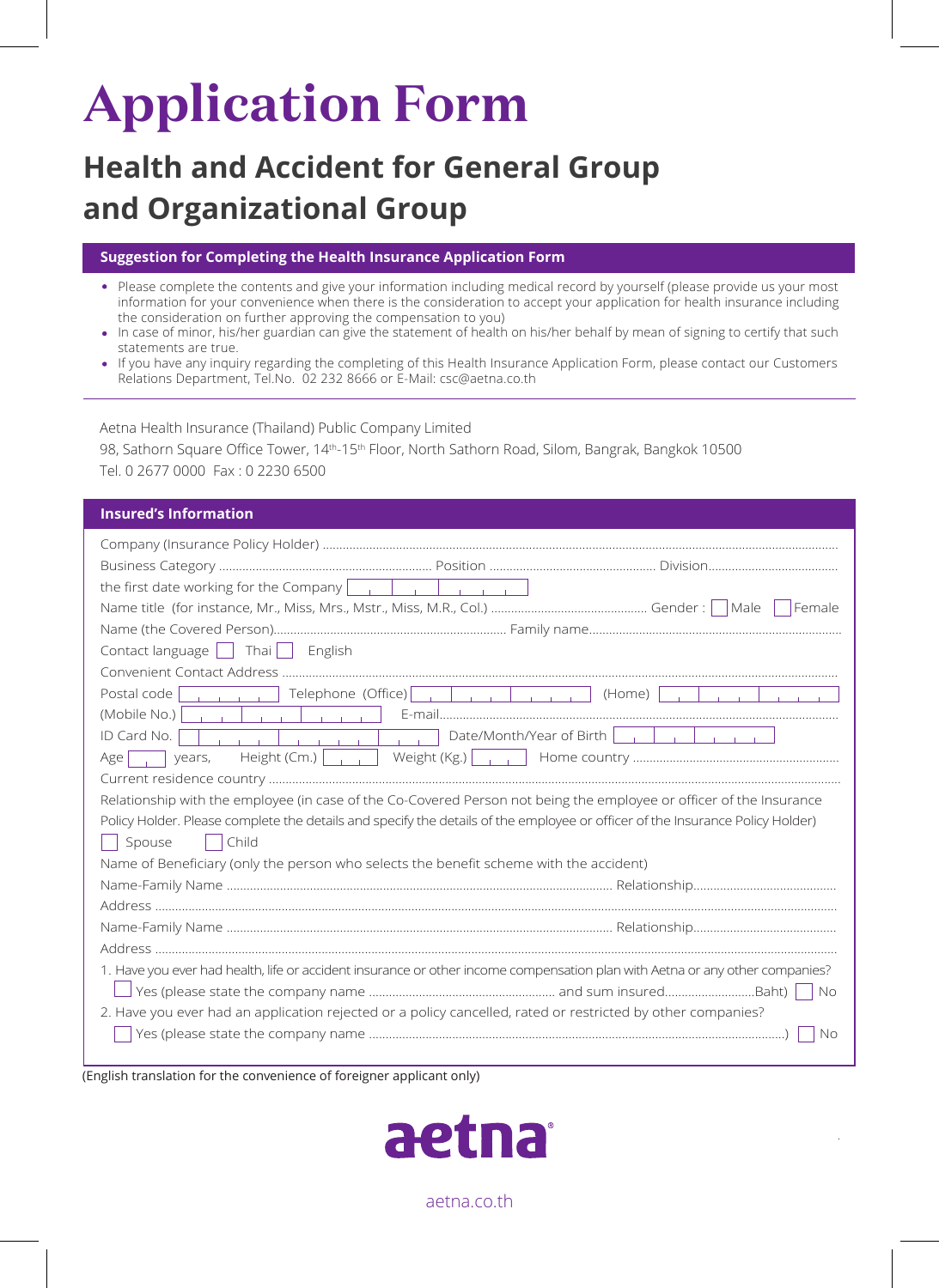# Application Form

## Health and Accident for General Group and Organizational Group

### Suggestion for Completing the Health Insurance Application Form

- Please complete the contents and give your information including medical record by yourself (please provide us your most information for your convenience when there is the consideration to accept your application for health insurance including the consideration on further approving the compensation to you)
- In case of minor, his/her guardian can give the statement of health on his/her behalf by mean of signing to certify that such statements are true.
- If you have any inquiry regarding the completing of this Health Insurance Application Form, please contact our Customers Relations Department, Tel.No. 02 232 8666 or E-Mail: csc@aetna.co.th

Aetna Health Insurance (Thailand) Public Company Limited

98, Sathorn Square Office Tower, 14th-15th Floor, North Sathorn Road, Silom, Bangrak, Bangkok 10500

Tel. 0 2677 0000 Fax : 0 2230 6500

### Insured's Information

Company (Insurance Policy Holder) ..........................................................................................

Business Category .................................... Position .................................... Division....................................

the first date working for the Company [ ]

Name title (for instance, Mr., Miss, Mrs., Mstr., Miss, M.R., Col.) .................................... Gender : ☐ Male ☐ Female

Name (the Covered Person).................................... Family name....................................

Contact language ☐ Thai ☐ English

Convenient Contact Address ..........................................................................................

Postal code [ ] Telephone (Office) [ ] (Home) [ ]

(Mobile No.) [ ] E-mail....................................

ID Card No. [ ] Date/Month/Year of Birth [ ]

Age [ ] years, Height (Cm.) [ ] Weight (Kg.) [ ] Home country ....................................

Current residence country ..........................................................................................

Relationship with the employee (in case of the Co-Covered Person not being the employee or officer of the Insurance Policy Holder. Please complete the details and specify the details of the employee or officer of the Insurance Policy Holder)

☐ Spouse ☐ Child

Name of Beneficiary (only the person who selects the benefit scheme with the accident)

Name-Family Name .................................... Relationship....................................

Address ..........................................................................................

Name-Family Name .................................... Relationship....................................

Address ..........................................................................................

1. Have you ever had health, life or accident insurance or other income compensation plan with Aetna or any other companies?

   ☐ Yes (please state the company name .................................... and sum insured....................Baht) ☐ No

2. Have you ever had an application rejected or a policy cancelled, rated or restricted by other companies?

   ☐ Yes (please state the company name ....................................) ☐ No

(English translation for the convenience of foreigner applicant only)

aetna

aetna.co.th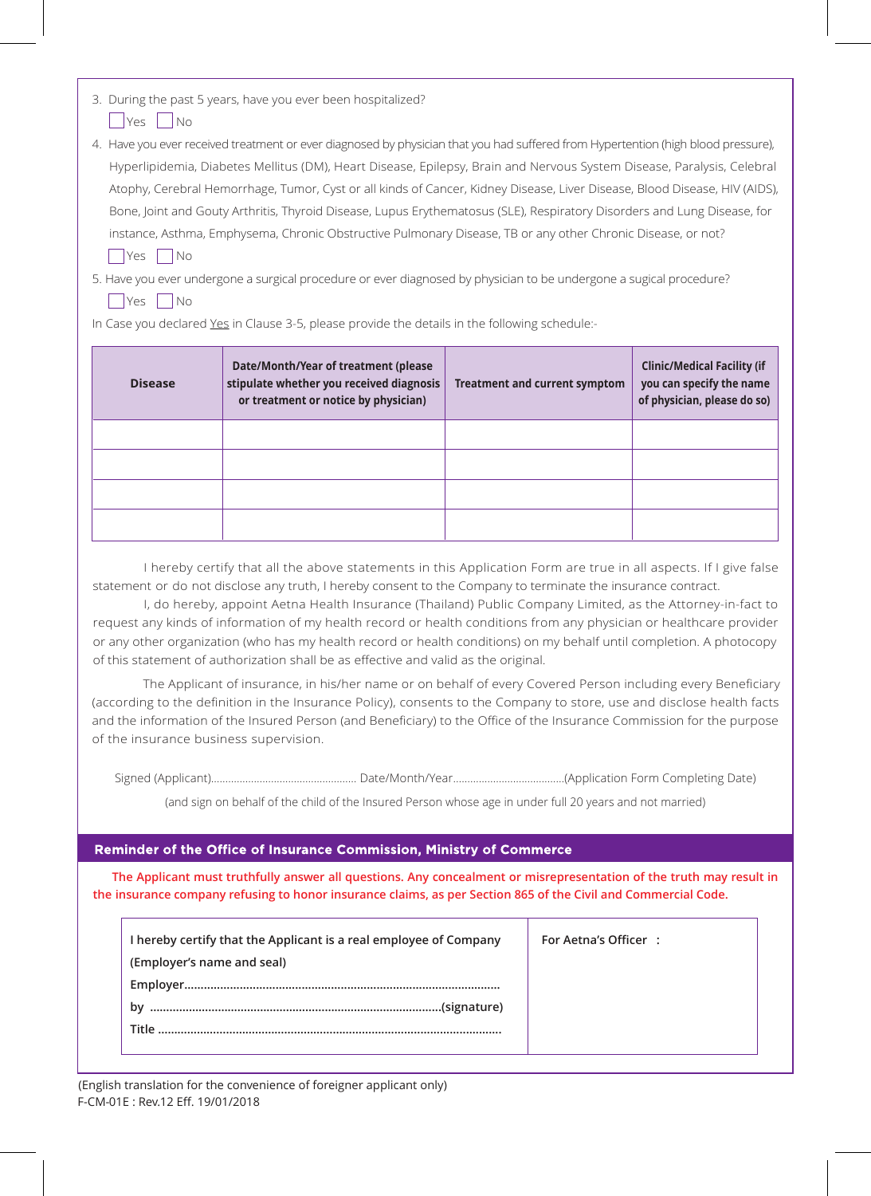3. During the past 5 years, have you ever been hospitalized?

☐ Yes ☐ No

4. Have you ever received treatment or ever diagnosed by physician that you had suffered from Hypertention (high blood pressure), Hyperlipidemia, Diabetes Mellitus (DM), Heart Disease, Epilepsy, Brain and Nervous System Disease, Paralysis, Celebral Atophy, Cerebral Hemorrhage, Tumor, Cyst or all kinds of Cancer, Kidney Disease, Liver Disease, Blood Disease, HIV (AIDS), Bone, Joint and Gouty Arthritis, Thyroid Disease, Lupus Erythematosus (SLE), Respiratory Disorders and Lung Disease, for instance, Asthma, Emphysema, Chronic Obstructive Pulmonary Disease, TB or any other Chronic Disease, or not?

☐ Yes ☐ No

5. Have you ever undergone a surgical procedure or ever diagnosed by physician to be undergone a sugical procedure?

☐ Yes ☐ No

In Case you declared Yes in Clause 3-5, please provide the details in the following schedule:-

| Disease | Date/Month/Year of treatment (please stipulate whether you received diagnosis or treatment or notice by physician) | Treatment and current symptom | Clinic/Medical Facility (if you can specify the name of physician, please do so) |
|---|---|---|---|
| | | | |
| | | | |
| | | | |
| | | | |

I hereby certify that all the above statements in this Application Form are true in all aspects. If I give false statement or do not disclose any truth, I hereby consent to the Company to terminate the insurance contract.

I, do hereby, appoint Aetna Health Insurance (Thailand) Public Company Limited, as the Attorney-in-fact to request any kinds of information of my health record or health conditions from any physician or healthcare provider or any other organization (who has my health record or health conditions) on my behalf until completion. A photocopy of this statement of authorization shall be as effective and valid as the original.

The Applicant of insurance, in his/her name or on behalf of every Covered Person including every Beneficiary (according to the definition in the Insurance Policy), consents to the Company to store, use and disclose health facts and the information of the Insured Person (and Beneficiary) to the Office of the Insurance Commission for the purpose of the insurance business supervision.

Signed (Applicant)................................................... Date/Month/Year........................................(Application Form Completing Date)

(and sign on behalf of the child of the Insured Person whose age in under full 20 years and not married)

## Reminder of the Office of Insurance Commission, Ministry of Commerce

**The Applicant must truthfully answer all questions. Any concealment or misrepresentation of the truth may result in the insurance company refusing to honor insurance claims, as per Section 865 of the Civil and Commercial Code.**

| | |
|---|---|
| **I hereby certify that the Applicant is a real employee of Company (Employer's name and seal)**<br>**Employer.................................................................................................**<br>**by .........................................................................................(signature)**<br>**Title .........................................................................................................** | **For Aetna's Officer :** |

(English translation for the convenience of foreigner applicant only)
F-CM-01E : Rev.12 Eff. 19/01/2018